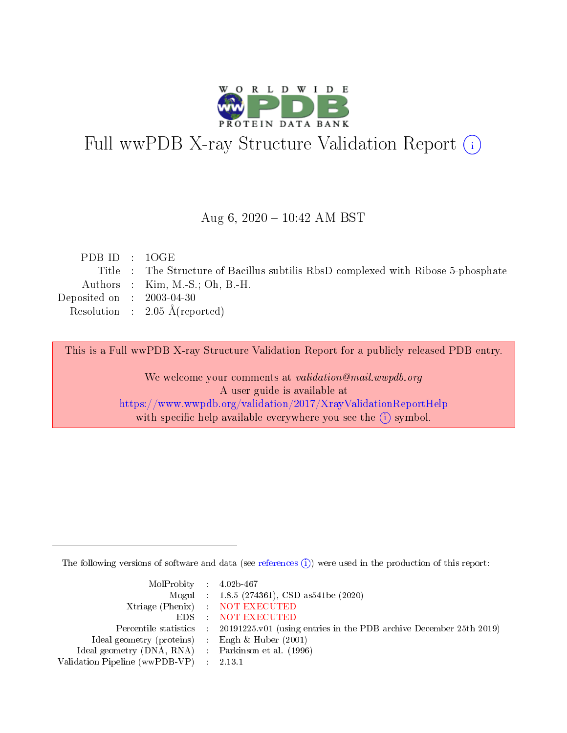# Full wwPDB X-ray Structure Validation Report ⓘ

Aug 6, 2020 – 10:42 AM BST

| | | |
|---|---|---|
| PDB ID | : | 1OGE |
| Title | : | The Structure of Bacillus subtilis RbsD complexed with Ribose 5-phosphate |
| Authors | : | Kim, M.-S.; Oh, B.-H. |
| Deposited on | : | 2003-04-30 |
| Resolution | : | 2.05 Å(reported) |

This is a Full wwPDB X-ray Structure Validation Report for a publicly released PDB entry.

We welcome your comments at *validation@mail.wwpdb.org*
A user guide is available at
https://www.wwpdb.org/validation/2017/XrayValidationReportHelp
with specific help available everywhere you see the ⓘ symbol.

The following versions of software and data (see references ⓘ) were used in the production of this report:

| | | |
|---|---|---|
| MolProbity | : | 4.02b-467 |
| Mogul | : | 1.8.5 (274361), CSD as541be (2020) |
| Xtriage (Phenix) | : | NOT EXECUTED |
| EDS | : | NOT EXECUTED |
| Percentile statistics | : | 20191225.v01 (using entries in the PDB archive December 25th 2019) |
| Ideal geometry (proteins) | : | Engh & Huber (2001) |
| Ideal geometry (DNA, RNA) | : | Parkinson et al. (1996) |
| Validation Pipeline (wwPDB-VP) | : | 2.13.1 |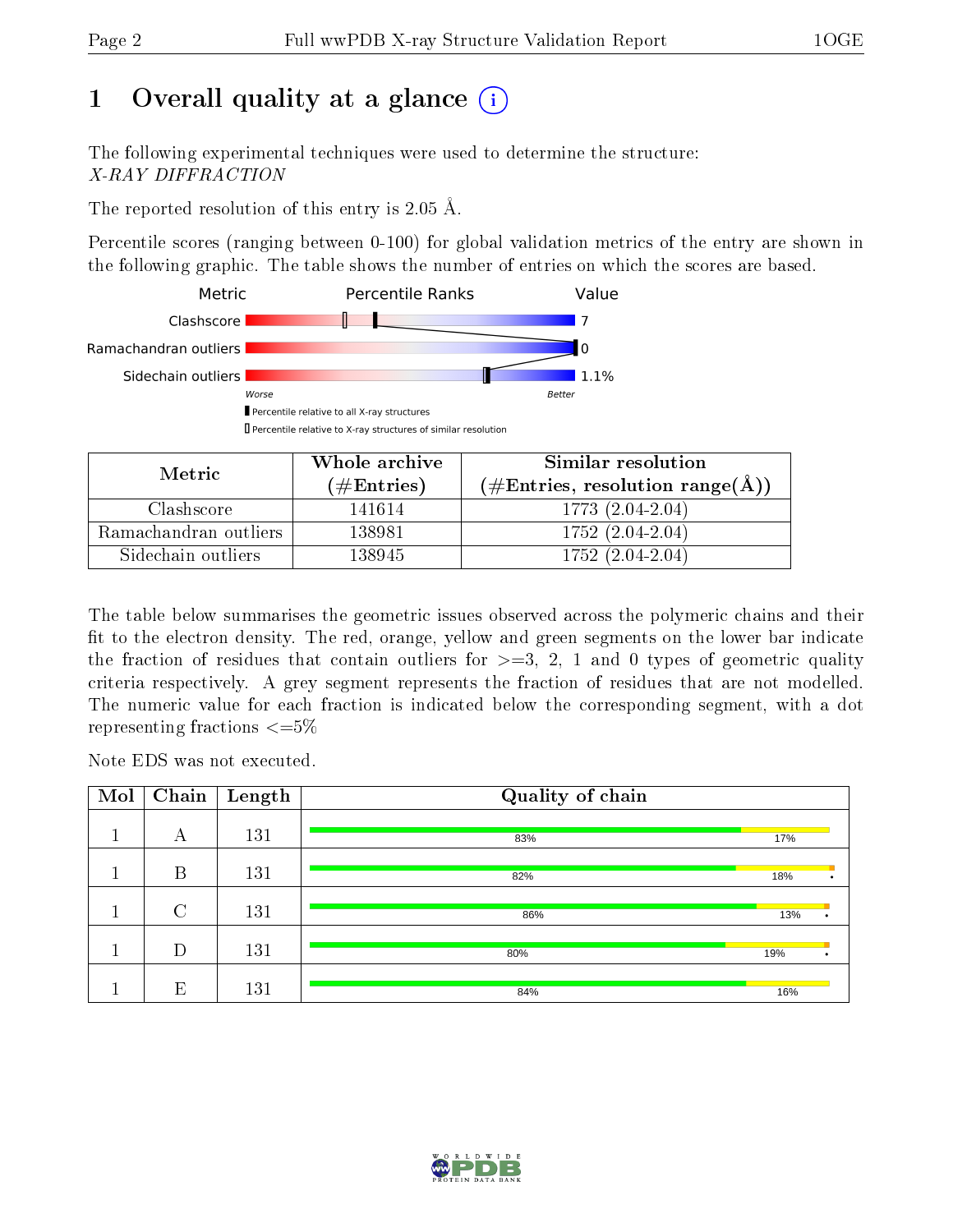# 1 Overall quality at a glance

The following experimental techniques were used to determine the structure: *X-RAY DIFFRACTION*

The reported resolution of this entry is 2.05 Å.

Percentile scores (ranging between 0-100) for global validation metrics of the entry are shown in the following graphic. The table shows the number of entries on which the scores are based.

| Metric | Value |
|---|---|
| Clashscore | 7 |
| Ramachandran outliers | 0 |
| Sidechain outliers | 1.1% |

| Metric | Whole archive (#Entries) | Similar resolution (#Entries, resolution range(Å)) |
|---|---|---|
| Clashscore | 141614 | 1773 (2.04-2.04) |
| Ramachandran outliers | 138981 | 1752 (2.04-2.04) |
| Sidechain outliers | 138945 | 1752 (2.04-2.04) |

The table below summarises the geometric issues observed across the polymeric chains and their fit to the electron density. The red, orange, yellow and green segments on the lower bar indicate the fraction of residues that contain outliers for >=3, 2, 1 and 0 types of geometric quality criteria respectively. A grey segment represents the fraction of residues that are not modelled. The numeric value for each fraction is indicated below the corresponding segment, with a dot representing fractions <=5%

Note EDS was not executed.

| Mol | Chain | Length | Quality of chain |
|---|---|---|---|
| 1 | A | 131 | 83% 17% |
| 1 | B | 131 | 82% 18% • |
| 1 | C | 131 | 86% 13% • |
| 1 | D | 131 | 80% 19% • |
| 1 | E | 131 | 84% 16% |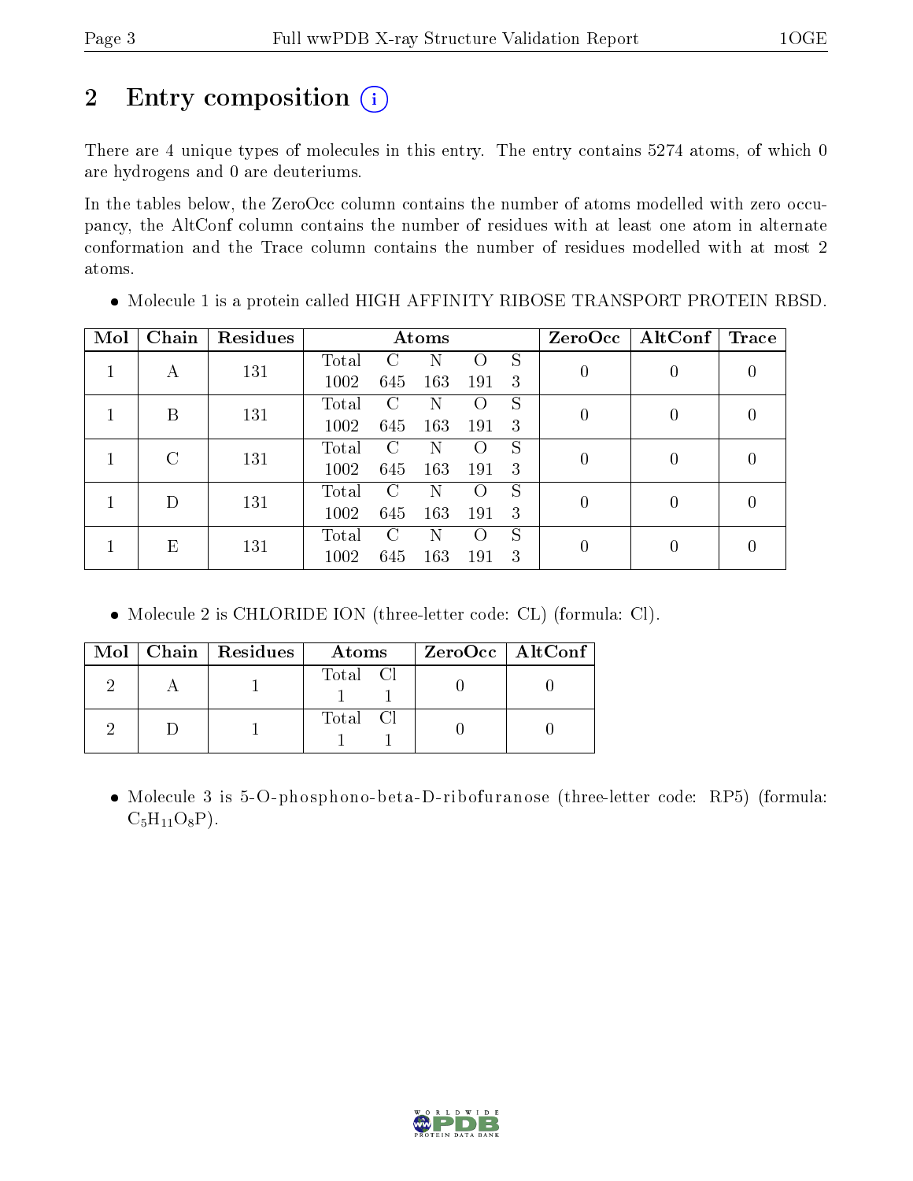## 2 Entry composition

There are 4 unique types of molecules in this entry. The entry contains 5274 atoms, of which 0 are hydrogens and 0 are deuteriums.

In the tables below, the ZeroOcc column contains the number of atoms modelled with zero occupancy, the AltConf column contains the number of residues with at least one atom in alternate conformation and the Trace column contains the number of residues modelled with at most 2 atoms.

- Molecule 1 is a protein called HIGH AFFINITY RIBOSE TRANSPORT PROTEIN RBSD.

| Mol | Chain | Residues | Atoms | | | | | ZeroOcc | AltConf | Trace |
|---|---|---|---|---|---|---|---|---|---|---|
| 1 | A | 131 | Total<br>1002 | C<br>645 | N<br>163 | O<br>191 | S<br>3 | 0 | 0 | 0 |
| 1 | B | 131 | Total<br>1002 | C<br>645 | N<br>163 | O<br>191 | S<br>3 | 0 | 0 | 0 |
| 1 | C | 131 | Total<br>1002 | C<br>645 | N<br>163 | O<br>191 | S<br>3 | 0 | 0 | 0 |
| 1 | D | 131 | Total<br>1002 | C<br>645 | N<br>163 | O<br>191 | S<br>3 | 0 | 0 | 0 |
| 1 | E | 131 | Total<br>1002 | C<br>645 | N<br>163 | O<br>191 | S<br>3 | 0 | 0 | 0 |

- Molecule 2 is CHLORIDE ION (three-letter code: CL) (formula: Cl).

| Mol | Chain | Residues | Atoms | | ZeroOcc | AltConf |
|---|---|---|---|---|---|---|
| 2 | A | 1 | Total<br>1 | Cl<br>1 | 0 | 0 |
| 2 | D | 1 | Total<br>1 | Cl<br>1 | 0 | 0 |

- Molecule 3 is 5-O-phosphono-beta-D-ribofuranose (three-letter code: RP5) (formula: $C_5H_{11}O_8P$).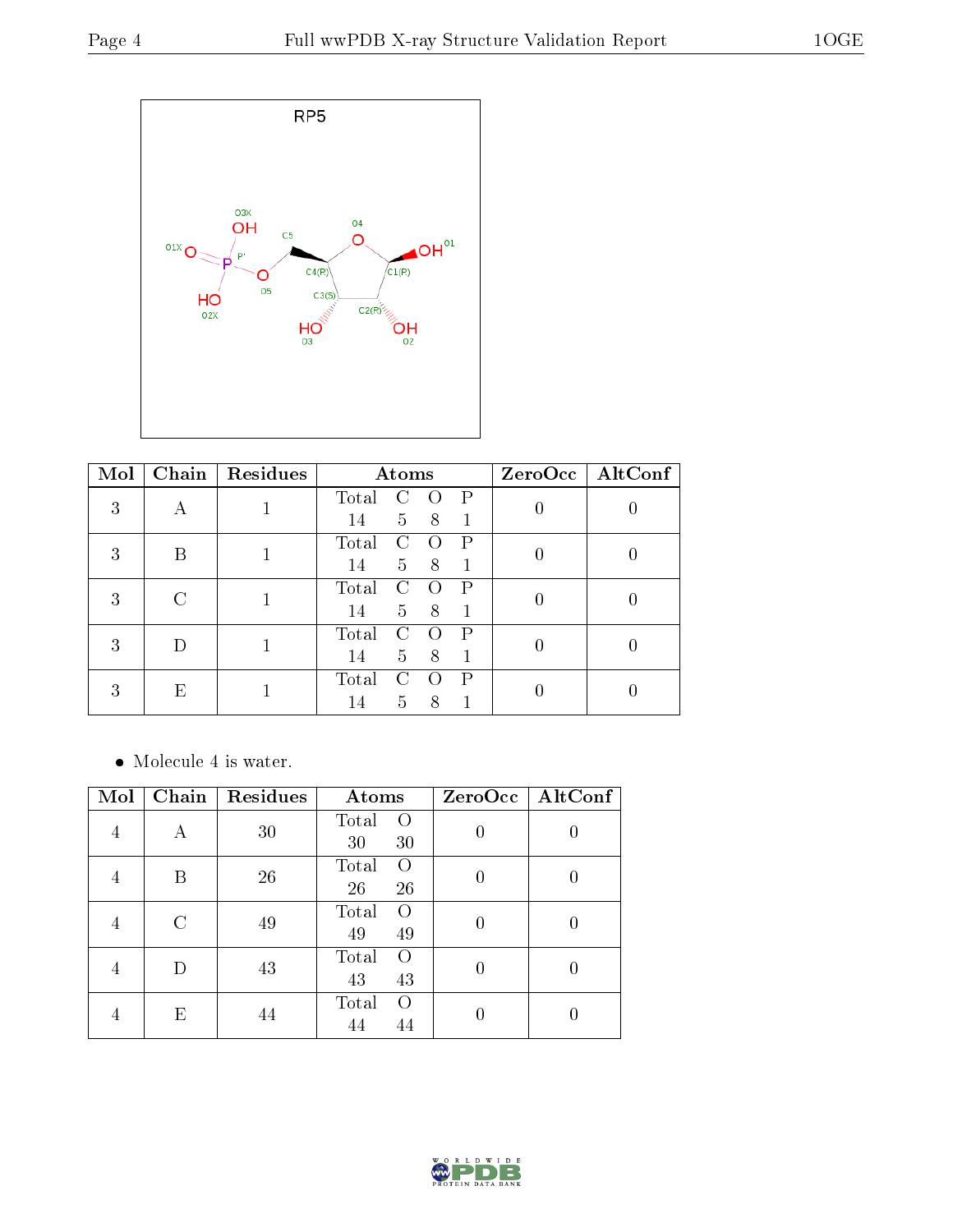| Mol | Chain | Residues | Atoms | | | | ZeroOcc | AltConf |
|---|---|---|---|---|---|---|---|---|
| | | | Total | C | O | P | | |
| 3 | A | 1 | 14 | 5 | 8 | 1 | 0 | 0 |
| 3 | B | 1 | 14 | 5 | 8 | 1 | 0 | 0 |
| 3 | C | 1 | 14 | 5 | 8 | 1 | 0 | 0 |
| 3 | D | 1 | 14 | 5 | 8 | 1 | 0 | 0 |
| 3 | E | 1 | 14 | 5 | 8 | 1 | 0 | 0 |

- Molecule 4 is water.

| Mol | Chain | Residues | Atoms | | ZeroOcc | AltConf |
|---|---|---|---|---|---|---|
| | | | Total | O | | |
| 4 | A | 30 | 30 | 30 | 0 | 0 |
| 4 | B | 26 | 26 | 26 | 0 | 0 |
| 4 | C | 49 | 49 | 49 | 0 | 0 |
| 4 | D | 43 | 43 | 43 | 0 | 0 |
| 4 | E | 44 | 44 | 44 | 0 | 0 |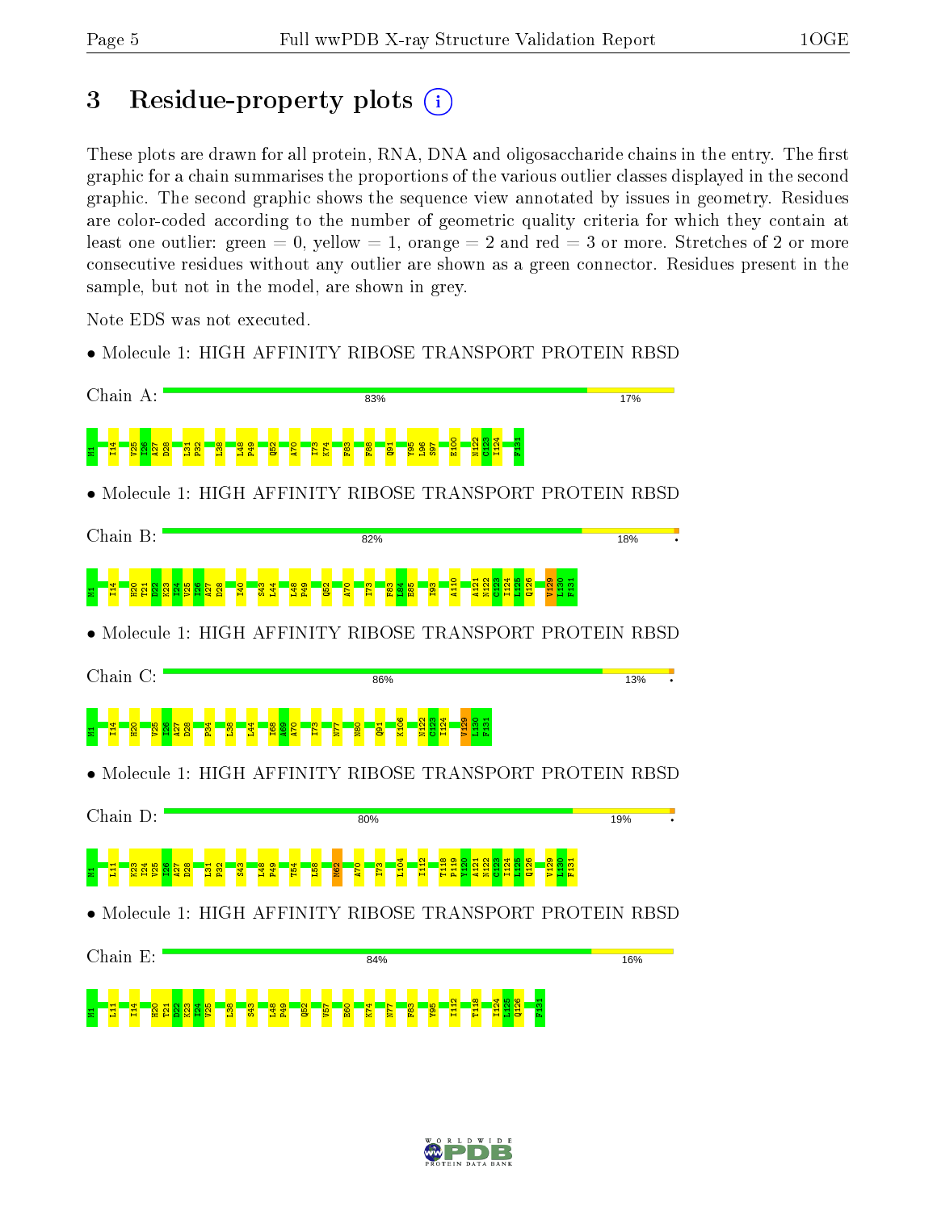# 3 Residue-property plots

These plots are drawn for all protein, RNA, DNA and oligosaccharide chains in the entry. The first graphic for a chain summarises the proportions of the various outlier classes displayed in the second graphic. The second graphic shows the sequence view annotated by issues in geometry. Residues are color-coded according to the number of geometric quality criteria for which they contain at least one outlier: green = 0, yellow = 1, orange = 2 and red = 3 or more. Stretches of 2 or more consecutive residues without any outlier are shown as a green connector. Residues present in the sample, but not in the model, are shown in grey.

Note EDS was not executed.

- Molecule 1: HIGH AFFINITY RIBOSE TRANSPORT PROTEIN RBSD

Chain A: 83% 17%

M1 I14 V25 I26 A27 D28 L31 P32 L38 L48 P49 Q52 A70 I73 K74 F83 F88 Q91 Y95 L96 S97 E100 N122 C123 I124 F131

- Molecule 1: HIGH AFFINITY RIBOSE TRANSPORT PROTEIN RBSD

Chain B: 82% 18%

M1 I14 H20 T21 D22 K23 I24 V25 I26 A27 D28 I40 S43 L44 L48 P49 Q52 A70 I73 F83 L84 E85 I93 A110 A121 N122 C123 I124 L125 Q126 V129 L130 F131

- Molecule 1: HIGH AFFINITY RIBOSE TRANSPORT PROTEIN RBSD

Chain C: 86% 13%

M1 I14 H20 V25 I26 A27 D28 P34 L38 L44 I68 A69 A70 I73 N77 N80 Q91 K106 N122 C123 I124 V129 L130 F131

- Molecule 1: HIGH AFFINITY RIBOSE TRANSPORT PROTEIN RBSD

Chain D: 80% 19%

M1 L11 K23 I24 V25 I26 A27 D28 L31 P32 S43 L48 P49 T54 L58 M62 A70 I73 L104 I112 T118 P119 Y120 A121 N122 C123 I124 L125 Q126 V129 L130 F131

- Molecule 1: HIGH AFFINITY RIBOSE TRANSPORT PROTEIN RBSD

Chain E: 84% 16%

M1 L11 I14 H20 T21 D22 K23 I24 V25 L38 S43 L48 P49 Q52 V57 E60 K74 N77 F83 Y95 I112 T118 I124 L125 Q126 F131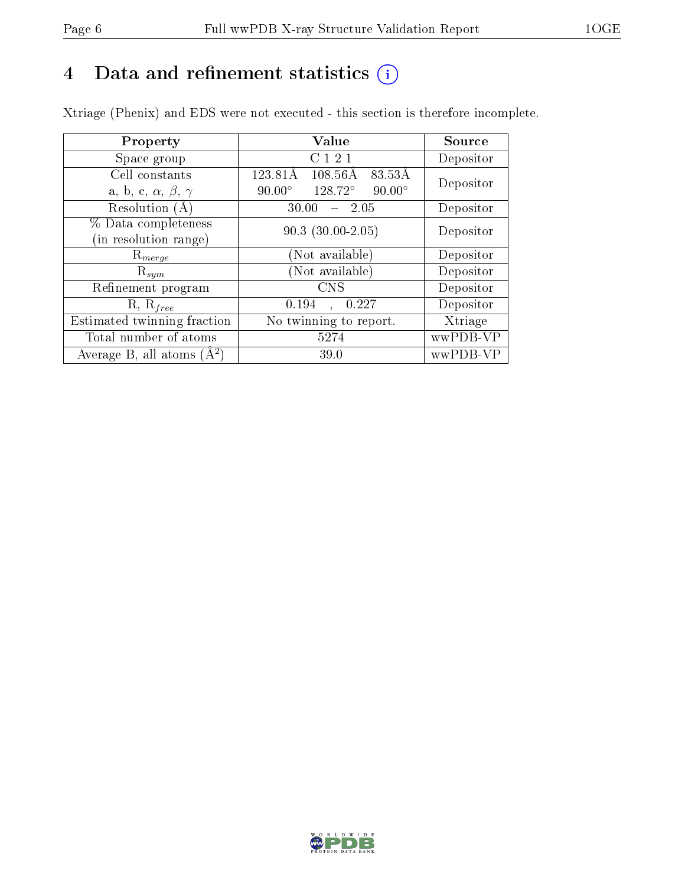# 4 Data and refinement statistics (i)

Xtriage (Phenix) and EDS were not executed - this section is therefore incomplete.

| Property | Value | Source |
|---|---|---|
| Space group | C 1 2 1 | Depositor |
| Cell constants<br>a, b, c, $\alpha$, $\beta$, $\gamma$ | 123.81Å 108.56Å 83.53Å<br>90.00° 128.72° 90.00° | Depositor |
| Resolution (Å) | 30.00 – 2.05 | Depositor |
| % Data completeness<br>(in resolution range) | 90.3 (30.00-2.05) | Depositor |
| $R_{merge}$ | (Not available) | Depositor |
| $R_{sym}$ | (Not available) | Depositor |
| Refinement program | CNS | Depositor |
| R, $R_{free}$ | 0.194 , 0.227 | Depositor |
| Estimated twinning fraction | No twinning to report. | Xtriage |
| Total number of atoms | 5274 | wwPDB-VP |
| Average B, all atoms (Å$^2$) | 39.0 | wwPDB-VP |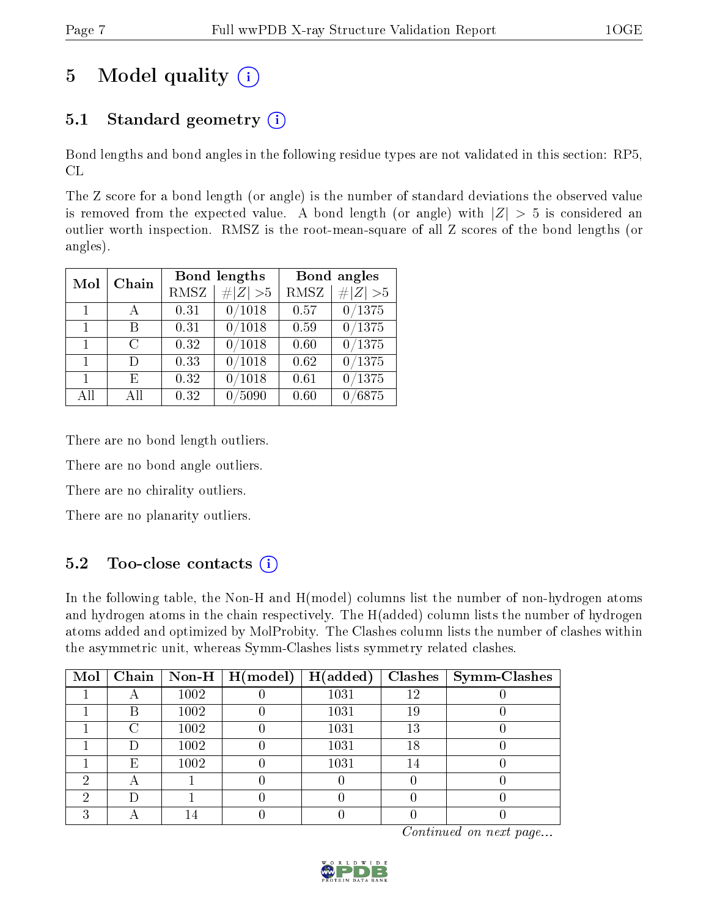# 5 Model quality

## 5.1 Standard geometry

Bond lengths and bond angles in the following residue types are not validated in this section: RP5, CL

The Z score for a bond length (or angle) is the number of standard deviations the observed value is removed from the expected value. A bond length (or angle) with $|Z| > 5$ is considered an outlier worth inspection. RMSZ is the root-mean-square of all Z scores of the bond lengths (or angles).

| Mol | Chain | Bond lengths | | Bond angles | |
|---|---|---|---|---|---|
| | | RMSZ | #\|Z\| >5 | RMSZ | #\|Z\| >5 |
| 1 | A | 0.31 | 0/1018 | 0.57 | 0/1375 |
| 1 | B | 0.31 | 0/1018 | 0.59 | 0/1375 |
| 1 | C | 0.32 | 0/1018 | 0.60 | 0/1375 |
| 1 | D | 0.33 | 0/1018 | 0.62 | 0/1375 |
| 1 | E | 0.32 | 0/1018 | 0.61 | 0/1375 |
| All | All | 0.32 | 0/5090 | 0.60 | 0/6875 |

There are no bond length outliers.

There are no bond angle outliers.

There are no chirality outliers.

There are no planarity outliers.

## 5.2 Too-close contacts

In the following table, the Non-H and H(model) columns list the number of non-hydrogen atoms and hydrogen atoms in the chain respectively. The H(added) column lists the number of hydrogen atoms added and optimized by MolProbity. The Clashes column lists the number of clashes within the asymmetric unit, whereas Symm-Clashes lists symmetry related clashes.

| Mol | Chain | Non-H | H(model) | H(added) | Clashes | Symm-Clashes |
|---|---|---|---|---|---|---|
| 1 | A | 1002 | 0 | 1031 | 12 | 0 |
| 1 | B | 1002 | 0 | 1031 | 19 | 0 |
| 1 | C | 1002 | 0 | 1031 | 13 | 0 |
| 1 | D | 1002 | 0 | 1031 | 18 | 0 |
| 1 | E | 1002 | 0 | 1031 | 14 | 0 |
| 2 | A | 1 | 0 | 0 | 0 | 0 |
| 2 | D | 1 | 0 | 0 | 0 | 0 |
| 3 | A | 14 | 0 | 0 | 0 | 0 |

*Continued on next page...*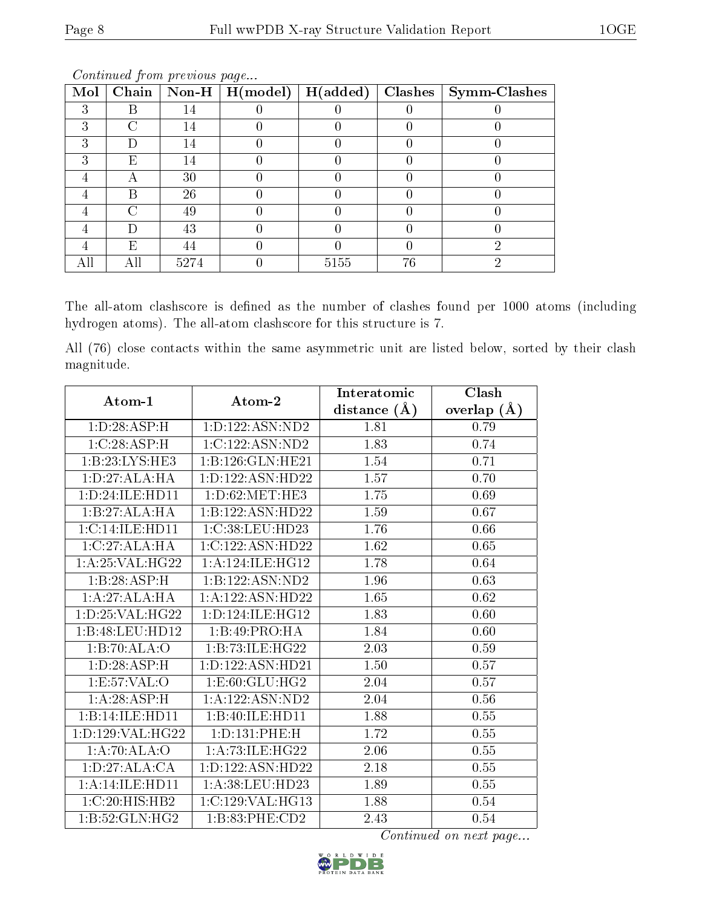*Continued from previous page...*

| Mol | Chain | Non-H | H(model) | H(added) | Clashes | Symm-Clashes |
|---|---|---|---|---|---|---|
| 3 | B | 14 | 0 | 0 | 0 | 0 |
| 3 | C | 14 | 0 | 0 | 0 | 0 |
| 3 | D | 14 | 0 | 0 | 0 | 0 |
| 3 | E | 14 | 0 | 0 | 0 | 0 |
| 4 | A | 30 | 0 | 0 | 0 | 0 |
| 4 | B | 26 | 0 | 0 | 0 | 0 |
| 4 | C | 49 | 0 | 0 | 0 | 0 |
| 4 | D | 43 | 0 | 0 | 0 | 0 |
| 4 | E | 44 | 0 | 0 | 0 | 2 |
| All | All | 5274 | 0 | 5155 | 76 | 2 |

The all-atom clashscore is defined as the number of clashes found per 1000 atoms (including hydrogen atoms). The all-atom clashscore for this structure is 7.

All (76) close contacts within the same asymmetric unit are listed below, sorted by their clash magnitude.

| Atom-1 | Atom-2 | Interatomic distance (Å) | Clash overlap (Å) |
|---|---|---|---|
| 1:D:28:ASP:H | 1:D:122:ASN:ND2 | 1.81 | 0.79 |
| 1:C:28:ASP:H | 1:C:122:ASN:ND2 | 1.83 | 0.74 |
| 1:B:23:LYS:HE3 | 1:B:126:GLN:HE21 | 1.54 | 0.71 |
| 1:D:27:ALA:HA | 1:D:122:ASN:HD22 | 1.57 | 0.70 |
| 1:D:24:ILE:HD11 | 1:D:62:MET:HE3 | 1.75 | 0.69 |
| 1:B:27:ALA:HA | 1:B:122:ASN:HD22 | 1.59 | 0.67 |
| 1:C:14:ILE:HD11 | 1:C:38:LEU:HD23 | 1.76 | 0.66 |
| 1:C:27:ALA:HA | 1:C:122:ASN:HD22 | 1.62 | 0.65 |
| 1:A:25:VAL:HG22 | 1:A:124:ILE:HG12 | 1.78 | 0.64 |
| 1:B:28:ASP:H | 1:B:122:ASN:ND2 | 1.96 | 0.63 |
| 1:A:27:ALA:HA | 1:A:122:ASN:HD22 | 1.65 | 0.62 |
| 1:D:25:VAL:HG22 | 1:D:124:ILE:HG12 | 1.83 | 0.60 |
| 1:B:48:LEU:HD12 | 1:B:49:PRO:HA | 1.84 | 0.60 |
| 1:B:70:ALA:O | 1:B:73:ILE:HG22 | 2.03 | 0.59 |
| 1:D:28:ASP:H | 1:D:122:ASN:HD21 | 1.50 | 0.57 |
| 1:E:57:VAL:O | 1:E:60:GLU:HG2 | 2.04 | 0.57 |
| 1:A:28:ASP:H | 1:A:122:ASN:ND2 | 2.04 | 0.56 |
| 1:B:14:ILE:HD11 | 1:B:40:ILE:HD11 | 1.88 | 0.55 |
| 1:D:129:VAL:HG22 | 1:D:131:PHE:H | 1.72 | 0.55 |
| 1:A:70:ALA:O | 1:A:73:ILE:HG22 | 2.06 | 0.55 |
| 1:D:27:ALA:CA | 1:D:122:ASN:HD22 | 2.18 | 0.55 |
| 1:A:14:ILE:HD11 | 1:A:38:LEU:HD23 | 1.89 | 0.55 |
| 1:C:20:HIS:HB2 | 1:C:129:VAL:HG13 | 1.88 | 0.54 |
| 1:B:52:GLN:HG2 | 1:B:83:PHE:CD2 | 2.43 | 0.54 |

*Continued on next page...*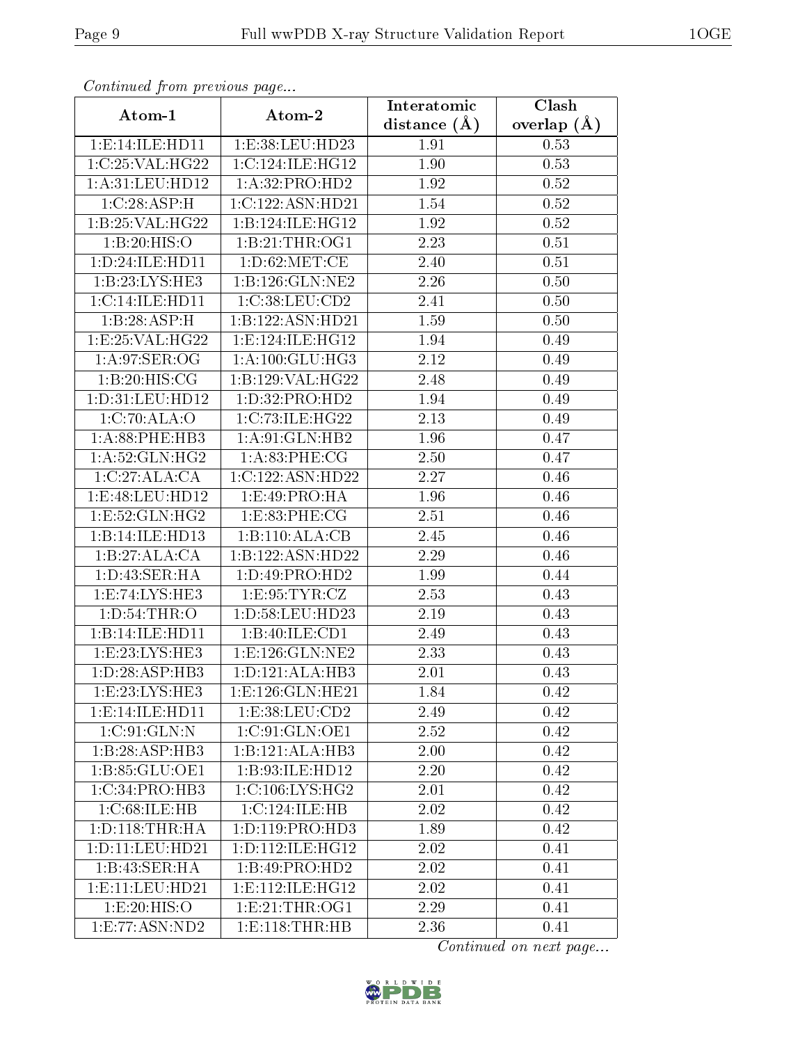*Continued from previous page...*

| Atom-1 | Atom-2 | Interatomic distance (Å) | Clash overlap (Å) |
|---|---|---|---|
| 1:E:14:ILE:HD11 | 1:E:38:LEU:HD23 | 1.91 | 0.53 |
| 1:C:25:VAL:HG22 | 1:C:124:ILE:HG12 | 1.90 | 0.53 |
| 1:A:31:LEU:HD12 | 1:A:32:PRO:HD2 | 1.92 | 0.52 |
| 1:C:28:ASP:H | 1:C:122:ASN:HD21 | 1.54 | 0.52 |
| 1:B:25:VAL:HG22 | 1:B:124:ILE:HG12 | 1.92 | 0.52 |
| 1:B:20:HIS:O | 1:B:21:THR:OG1 | 2.23 | 0.51 |
| 1:D:24:ILE:HD11 | 1:D:62:MET:CE | 2.40 | 0.51 |
| 1:B:23:LYS:HE3 | 1:B:126:GLN:NE2 | 2.26 | 0.50 |
| 1:C:14:ILE:HD11 | 1:C:38:LEU:CD2 | 2.41 | 0.50 |
| 1:B:28:ASP:H | 1:B:122:ASN:HD21 | 1.59 | 0.50 |
| 1:E:25:VAL:HG22 | 1:E:124:ILE:HG12 | 1.94 | 0.49 |
| 1:A:97:SER:OG | 1:A:100:GLU:HG3 | 2.12 | 0.49 |
| 1:B:20:HIS:CG | 1:B:129:VAL:HG22 | 2.48 | 0.49 |
| 1:D:31:LEU:HD12 | 1:D:32:PRO:HD2 | 1.94 | 0.49 |
| 1:C:70:ALA:O | 1:C:73:ILE:HG22 | 2.13 | 0.49 |
| 1:A:88:PHE:HB3 | 1:A:91:GLN:HB2 | 1.96 | 0.47 |
| 1:A:52:GLN:HG2 | 1:A:83:PHE:CG | 2.50 | 0.47 |
| 1:C:27:ALA:CA | 1:C:122:ASN:HD22 | 2.27 | 0.46 |
| 1:E:48:LEU:HD12 | 1:E:49:PRO:HA | 1.96 | 0.46 |
| 1:E:52:GLN:HG2 | 1:E:83:PHE:CG | 2.51 | 0.46 |
| 1:B:14:ILE:HD13 | 1:B:110:ALA:CB | 2.45 | 0.46 |
| 1:B:27:ALA:CA | 1:B:122:ASN:HD22 | 2.29 | 0.46 |
| 1:D:43:SER:HA | 1:D:49:PRO:HD2 | 1.99 | 0.44 |
| 1:E:74:LYS:HE3 | 1:E:95:TYR:CZ | 2.53 | 0.43 |
| 1:D:54:THR:O | 1:D:58:LEU:HD23 | 2.19 | 0.43 |
| 1:B:14:ILE:HD11 | 1:B:40:ILE:CD1 | 2.49 | 0.43 |
| 1:E:23:LYS:HE3 | 1:E:126:GLN:NE2 | 2.33 | 0.43 |
| 1:D:28:ASP:HB3 | 1:D:121:ALA:HB3 | 2.01 | 0.43 |
| 1:E:23:LYS:HE3 | 1:E:126:GLN:HE21 | 1.84 | 0.42 |
| 1:E:14:ILE:HD11 | 1:E:38:LEU:CD2 | 2.49 | 0.42 |
| 1:C:91:GLN:N | 1:C:91:GLN:OE1 | 2.52 | 0.42 |
| 1:B:28:ASP:HB3 | 1:B:121:ALA:HB3 | 2.00 | 0.42 |
| 1:B:85:GLU:OE1 | 1:B:93:ILE:HD12 | 2.20 | 0.42 |
| 1:C:34:PRO:HB3 | 1:C:106:LYS:HG2 | 2.01 | 0.42 |
| 1:C:68:ILE:HB | 1:C:124:ILE:HB | 2.02 | 0.42 |
| 1:D:118:THR:HA | 1:D:119:PRO:HD3 | 1.89 | 0.42 |
| 1:D:11:LEU:HD21 | 1:D:112:ILE:HG12 | 2.02 | 0.41 |
| 1:B:43:SER:HA | 1:B:49:PRO:HD2 | 2.02 | 0.41 |
| 1:E:11:LEU:HD21 | 1:E:112:ILE:HG12 | 2.02 | 0.41 |
| 1:E:20:HIS:O | 1:E:21:THR:OG1 | 2.29 | 0.41 |
| 1:E:77:ASN:ND2 | 1:E:118:THR:HB | 2.36 | 0.41 |

*Continued on next page...*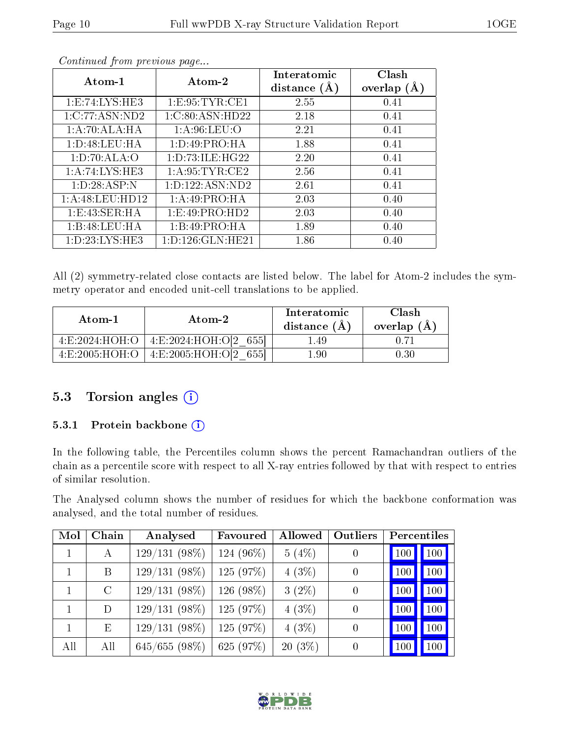*Continued from previous page...*

| Atom-1 | Atom-2 | Interatomic distance (Å) | Clash overlap (Å) |
|---|---|---|---|
| 1:E:74:LYS:HE3 | 1:E:95:TYR:CE1 | 2.55 | 0.41 |
| 1:C:77:ASN:ND2 | 1:C:80:ASN:HD22 | 2.18 | 0.41 |
| 1:A:70:ALA:HA | 1:A:96:LEU:O | 2.21 | 0.41 |
| 1:D:48:LEU:HA | 1:D:49:PRO:HA | 1.88 | 0.41 |
| 1:D:70:ALA:O | 1:D:73:ILE:HG22 | 2.20 | 0.41 |
| 1:A:74:LYS:HE3 | 1:A:95:TYR:CE2 | 2.56 | 0.41 |
| 1:D:28:ASP:N | 1:D:122:ASN:ND2 | 2.61 | 0.41 |
| 1:A:48:LEU:HD12 | 1:A:49:PRO:HA | 2.03 | 0.40 |
| 1:E:43:SER:HA | 1:E:49:PRO:HD2 | 2.03 | 0.40 |
| 1:B:48:LEU:HA | 1:B:49:PRO:HA | 1.89 | 0.40 |
| 1:D:23:LYS:HE3 | 1:D:126:GLN:HE21 | 1.86 | 0.40 |

All (2) symmetry-related close contacts are listed below. The label for Atom-2 includes the symmetry operator and encoded unit-cell translations to be applied.

| Atom-1 | Atom-2 | Interatomic distance (Å) | Clash overlap (Å) |
|---|---|---|---|
| 4:E:2024:HOH:O | 4:E:2024:HOH:O[2_655] | 1.49 | 0.71 |
| 4:E:2005:HOH:O | 4:E:2005:HOH:O[2_655] | 1.90 | 0.30 |

## 5.3 Torsion angles

### 5.3.1 Protein backbone

In the following table, the Percentiles column shows the percent Ramachandran outliers of the chain as a percentile score with respect to all X-ray entries followed by that with respect to entries of similar resolution.

The Analysed column shows the number of residues for which the backbone conformation was analysed, and the total number of residues.

| Mol | Chain | Analysed | Favoured | Allowed | Outliers | Percentiles | |
|---|---|---|---|---|---|---|---|
| 1 | A | 129/131 (98%) | 124 (96%) | 5 (4%) | 0 | 100 | 100 |
| 1 | B | 129/131 (98%) | 125 (97%) | 4 (3%) | 0 | 100 | 100 |
| 1 | C | 129/131 (98%) | 126 (98%) | 3 (2%) | 0 | 100 | 100 |
| 1 | D | 129/131 (98%) | 125 (97%) | 4 (3%) | 0 | 100 | 100 |
| 1 | E | 129/131 (98%) | 125 (97%) | 4 (3%) | 0 | 100 | 100 |
| All | All | 645/655 (98%) | 625 (97%) | 20 (3%) | 0 | 100 | 100 |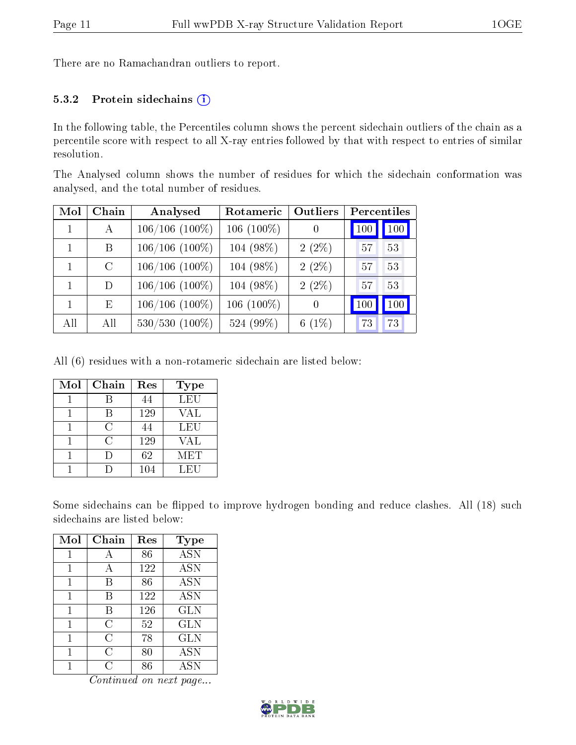There are no Ramachandran outliers to report.

### 5.3.2 Protein sidechains

In the following table, the Percentiles column shows the percent sidechain outliers of the chain as a percentile score with respect to all X-ray entries followed by that with respect to entries of similar resolution.

The Analysed column shows the number of residues for which the sidechain conformation was analysed, and the total number of residues.

| Mol | Chain | Analysed | Rotameric | Outliers | Percentiles | |
|---|---|---|---|---|---|---|
| 1 | A | 106/106 (100%) | 106 (100%) | 0 | 100 | 100 |
| 1 | B | 106/106 (100%) | 104 (98%) | 2 (2%) | 57 | 53 |
| 1 | C | 106/106 (100%) | 104 (98%) | 2 (2%) | 57 | 53 |
| 1 | D | 106/106 (100%) | 104 (98%) | 2 (2%) | 57 | 53 |
| 1 | E | 106/106 (100%) | 106 (100%) | 0 | 100 | 100 |
| All | All | 530/530 (100%) | 524 (99%) | 6 (1%) | 73 | 73 |

All (6) residues with a non-rotameric sidechain are listed below:

| Mol | Chain | Res | Type |
|---|---|---|---|
| 1 | B | 44 | LEU |
| 1 | B | 129 | VAL |
| 1 | C | 44 | LEU |
| 1 | C | 129 | VAL |
| 1 | D | 62 | MET |
| 1 | D | 104 | LEU |

Some sidechains can be flipped to improve hydrogen bonding and reduce clashes. All (18) such sidechains are listed below:

| Mol | Chain | Res | Type |
|---|---|---|---|
| 1 | A | 86 | ASN |
| 1 | A | 122 | ASN |
| 1 | B | 86 | ASN |
| 1 | B | 122 | ASN |
| 1 | B | 126 | GLN |
| 1 | C | 52 | GLN |
| 1 | C | 78 | GLN |
| 1 | C | 80 | ASN |
| 1 | C | 86 | ASN |

*Continued on next page...*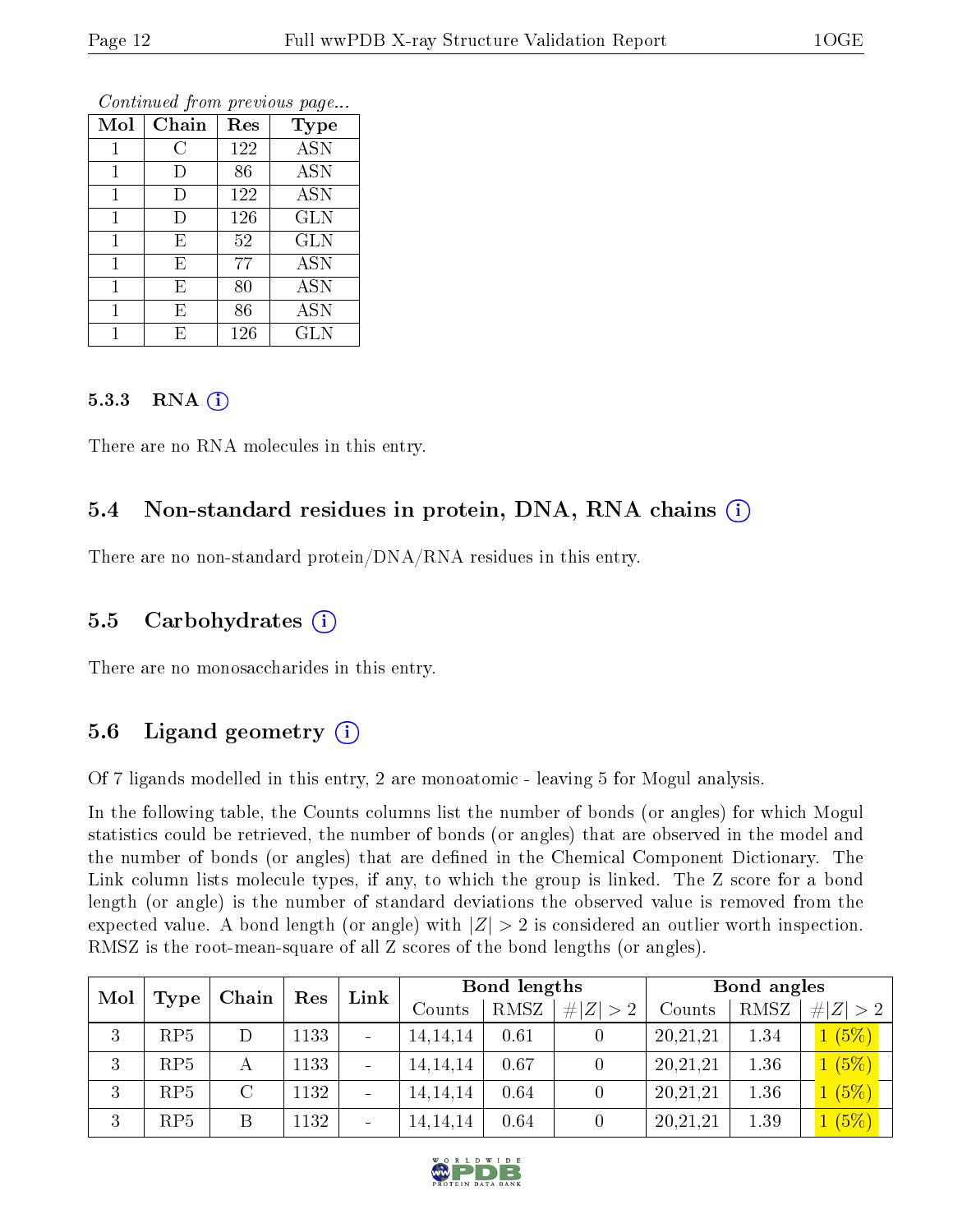*Continued from previous page...*

| Mol | Chain | Res | Type |
|---|---|---|---|
| 1 | C | 122 | ASN |
| 1 | D | 86 | ASN |
| 1 | D | 122 | ASN |
| 1 | D | 126 | GLN |
| 1 | E | 52 | GLN |
| 1 | E | 77 | ASN |
| 1 | E | 80 | ASN |
| 1 | E | 86 | ASN |
| 1 | E | 126 | GLN |

#### 5.3.3 RNA (i)

There are no RNA molecules in this entry.

### 5.4 Non-standard residues in protein, DNA, RNA chains (i)

There are no non-standard protein/DNA/RNA residues in this entry.

### 5.5 Carbohydrates (i)

There are no monosaccharides in this entry.

### 5.6 Ligand geometry (i)

Of 7 ligands modelled in this entry, 2 are monoatomic - leaving 5 for Mogul analysis.

In the following table, the Counts columns list the number of bonds (or angles) for which Mogul statistics could be retrieved, the number of bonds (or angles) that are observed in the model and the number of bonds (or angles) that are defined in the Chemical Component Dictionary. The Link column lists molecule types, if any, to which the group is linked. The Z score for a bond length (or angle) is the number of standard deviations the observed value is removed from the expected value. A bond length (or angle) with $|Z| > 2$ is considered an outlier worth inspection. RMSZ is the root-mean-square of all Z scores of the bond lengths (or angles).

| Mol | Type | Chain | Res | Link | Bond lengths | | | Bond angles | | |
|---|---|---|---|---|---|---|---|---|---|---|
| | | | | | Counts | RMSZ | $\#\|Z\| > 2$ | Counts | RMSZ | $\#\|Z\| > 2$ |
| 3 | RP5 | D | 1133 | - | 14,14,14 | 0.61 | 0 | 20,21,21 | 1.34 | 1 (5%) |
| 3 | RP5 | A | 1133 | - | 14,14,14 | 0.67 | 0 | 20,21,21 | 1.36 | 1 (5%) |
| 3 | RP5 | C | 1132 | - | 14,14,14 | 0.64 | 0 | 20,21,21 | 1.36 | 1 (5%) |
| 3 | RP5 | B | 1132 | - | 14,14,14 | 0.64 | 0 | 20,21,21 | 1.39 | 1 (5%) |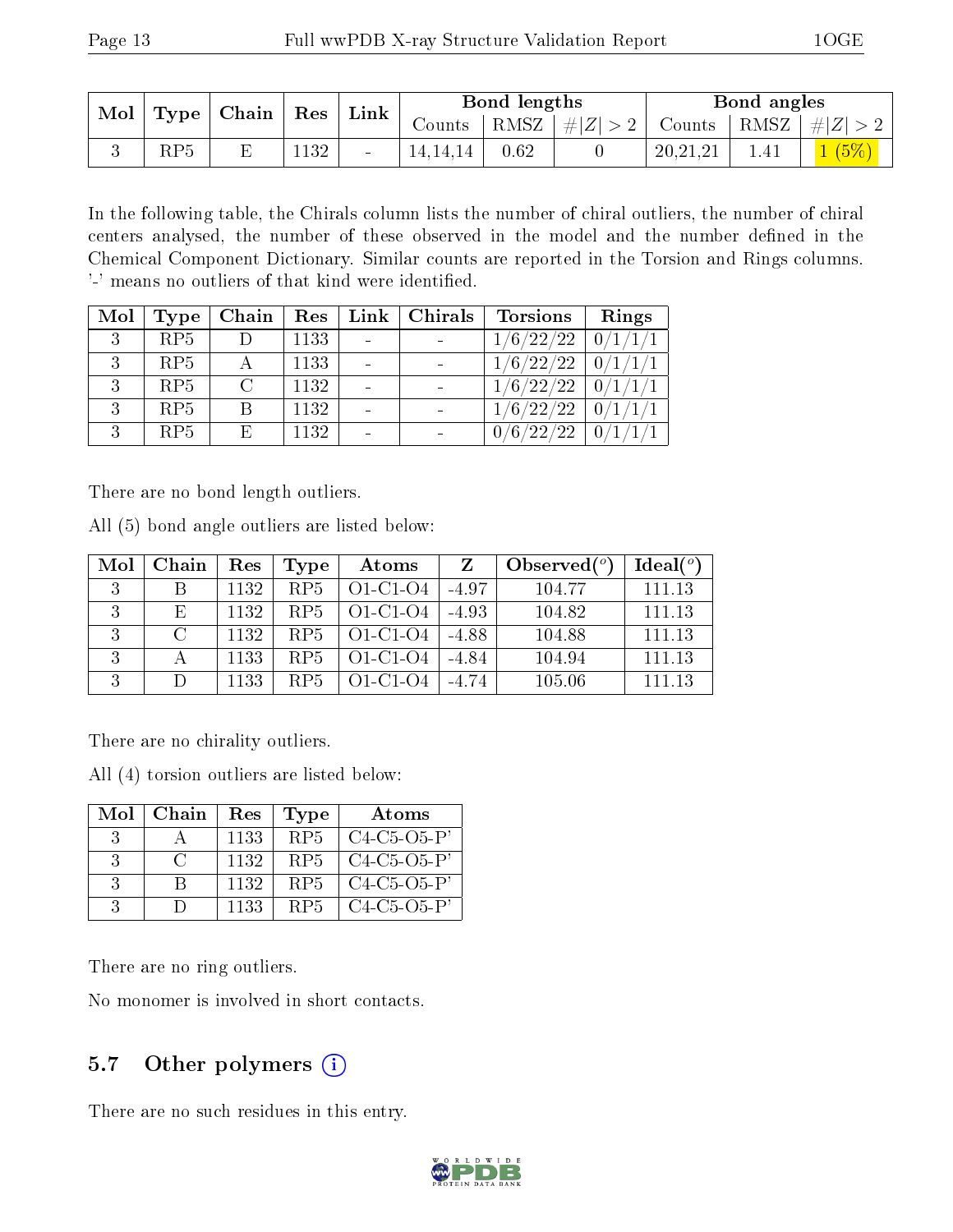| Mol | Type | Chain | Res | Link | Bond lengths | | | Bond angles | | |
|---|---|---|---|---|---|---|---|---|---|---|
| | | | | | Counts | RMSZ | #\|Z\| > 2 | Counts | RMSZ | #\|Z\| > 2 |
| 3 | RP5 | E | 1132 | - | 14,14,14 | 0.62 | 0 | 20,21,21 | 1.41 | 1 (5%) |

In the following table, the Chirals column lists the number of chiral outliers, the number of chiral centers analysed, the number of these observed in the model and the number defined in the Chemical Component Dictionary. Similar counts are reported in the Torsion and Rings columns. '-' means no outliers of that kind were identified.

| Mol | Type | Chain | Res | Link | Chirals | Torsions | Rings |
|---|---|---|---|---|---|---|---|
| 3 | RP5 | D | 1133 | - | - | 1/6/22/22 | 0/1/1/1 |
| 3 | RP5 | A | 1133 | - | - | 1/6/22/22 | 0/1/1/1 |
| 3 | RP5 | C | 1132 | - | - | 1/6/22/22 | 0/1/1/1 |
| 3 | RP5 | B | 1132 | - | - | 1/6/22/22 | 0/1/1/1 |
| 3 | RP5 | E | 1132 | - | - | 0/6/22/22 | 0/1/1/1 |

There are no bond length outliers.

All (5) bond angle outliers are listed below:

| Mol | Chain | Res | Type | Atoms | Z | Observed(°) | Ideal(°) |
|---|---|---|---|---|---|---|---|
| 3 | B | 1132 | RP5 | O1-C1-O4 | -4.97 | 104.77 | 111.13 |
| 3 | E | 1132 | RP5 | O1-C1-O4 | -4.93 | 104.82 | 111.13 |
| 3 | C | 1132 | RP5 | O1-C1-O4 | -4.88 | 104.88 | 111.13 |
| 3 | A | 1133 | RP5 | O1-C1-O4 | -4.84 | 104.94 | 111.13 |
| 3 | D | 1133 | RP5 | O1-C1-O4 | -4.74 | 105.06 | 111.13 |

There are no chirality outliers.

All (4) torsion outliers are listed below:

| Mol | Chain | Res | Type | Atoms |
|---|---|---|---|---|
| 3 | A | 1133 | RP5 | C4-C5-O5-P' |
| 3 | C | 1132 | RP5 | C4-C5-O5-P' |
| 3 | B | 1132 | RP5 | C4-C5-O5-P' |
| 3 | D | 1133 | RP5 | C4-C5-O5-P' |

There are no ring outliers.

No monomer is involved in short contacts.

## 5.7 Other polymers

There are no such residues in this entry.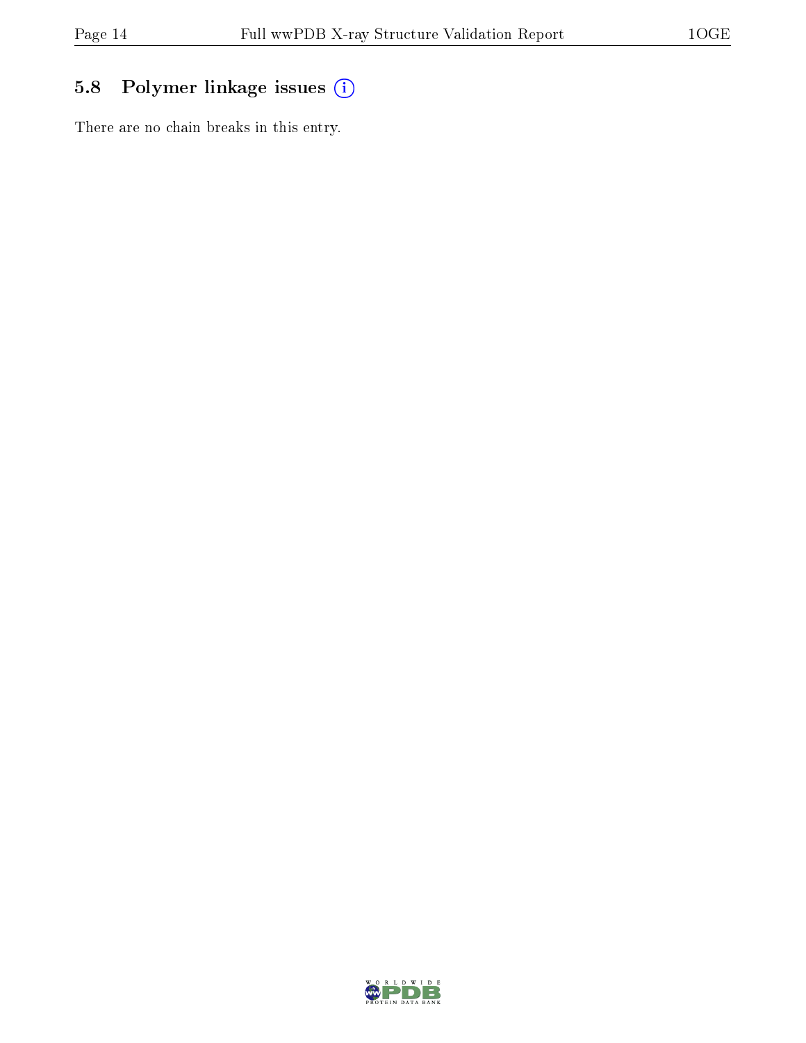## 5.8 Polymer linkage issues

There are no chain breaks in this entry.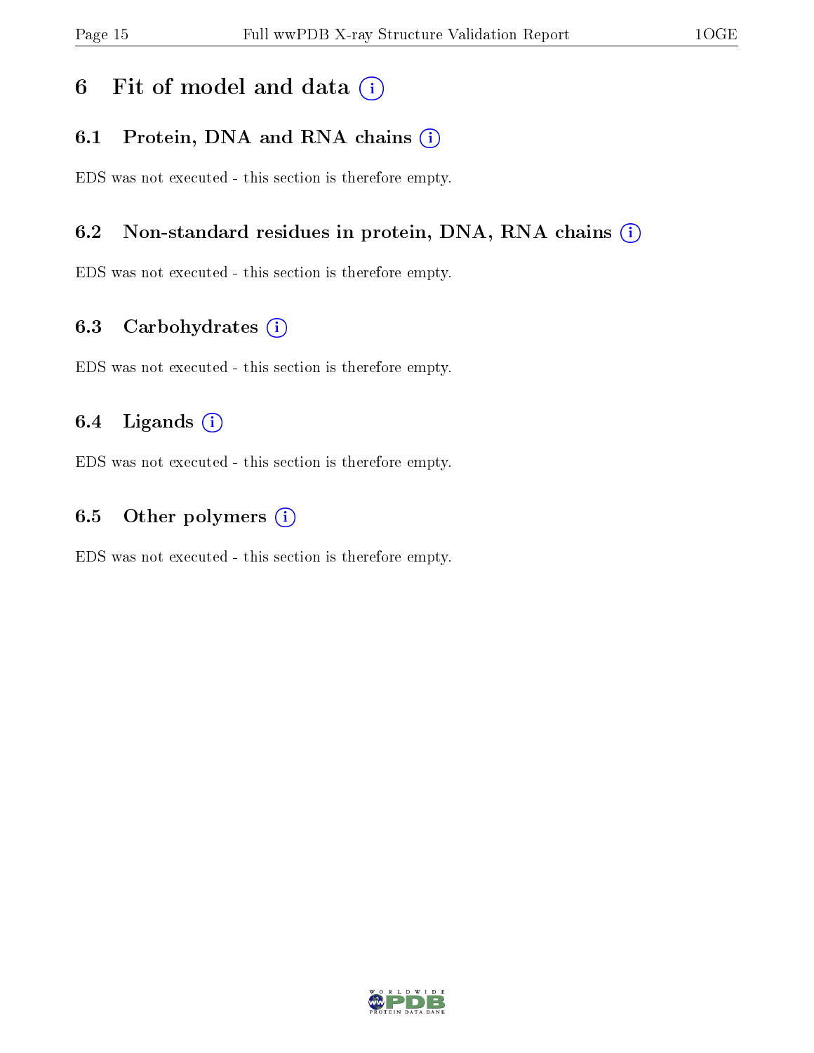# 6 Fit of model and data (i)

## 6.1 Protein, DNA and RNA chains (i)

EDS was not executed - this section is therefore empty.

## 6.2 Non-standard residues in protein, DNA, RNA chains (i)

EDS was not executed - this section is therefore empty.

## 6.3 Carbohydrates (i)

EDS was not executed - this section is therefore empty.

## 6.4 Ligands (i)

EDS was not executed - this section is therefore empty.

## 6.5 Other polymers (i)

EDS was not executed - this section is therefore empty.